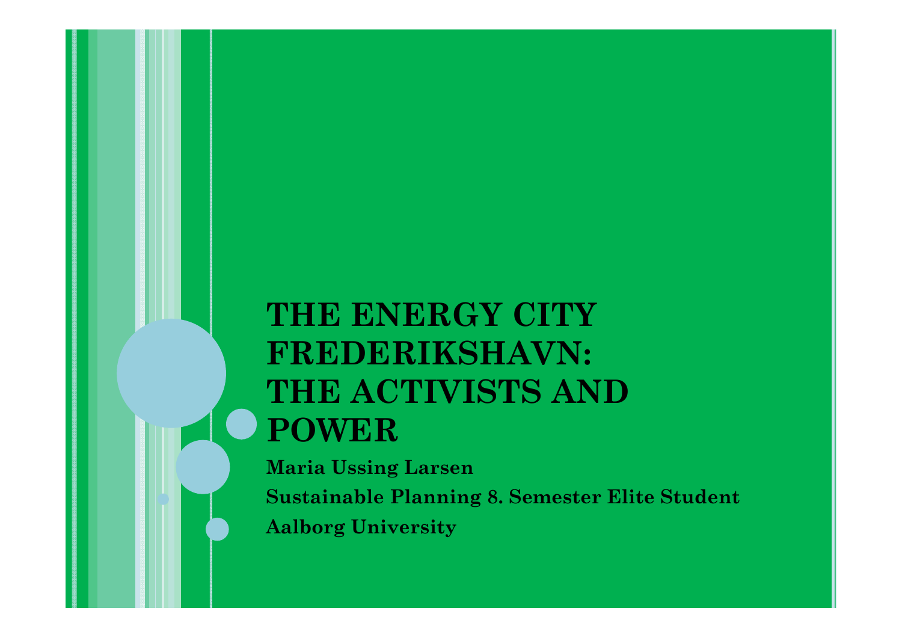# THE ENERGY CITY FREDERIKSHAVN: THE ACTIVISTS AND POWER

**Maria Ussing Larsen**

**Sustainable Planning 8. Semester Elite Student**

**Aalborg University**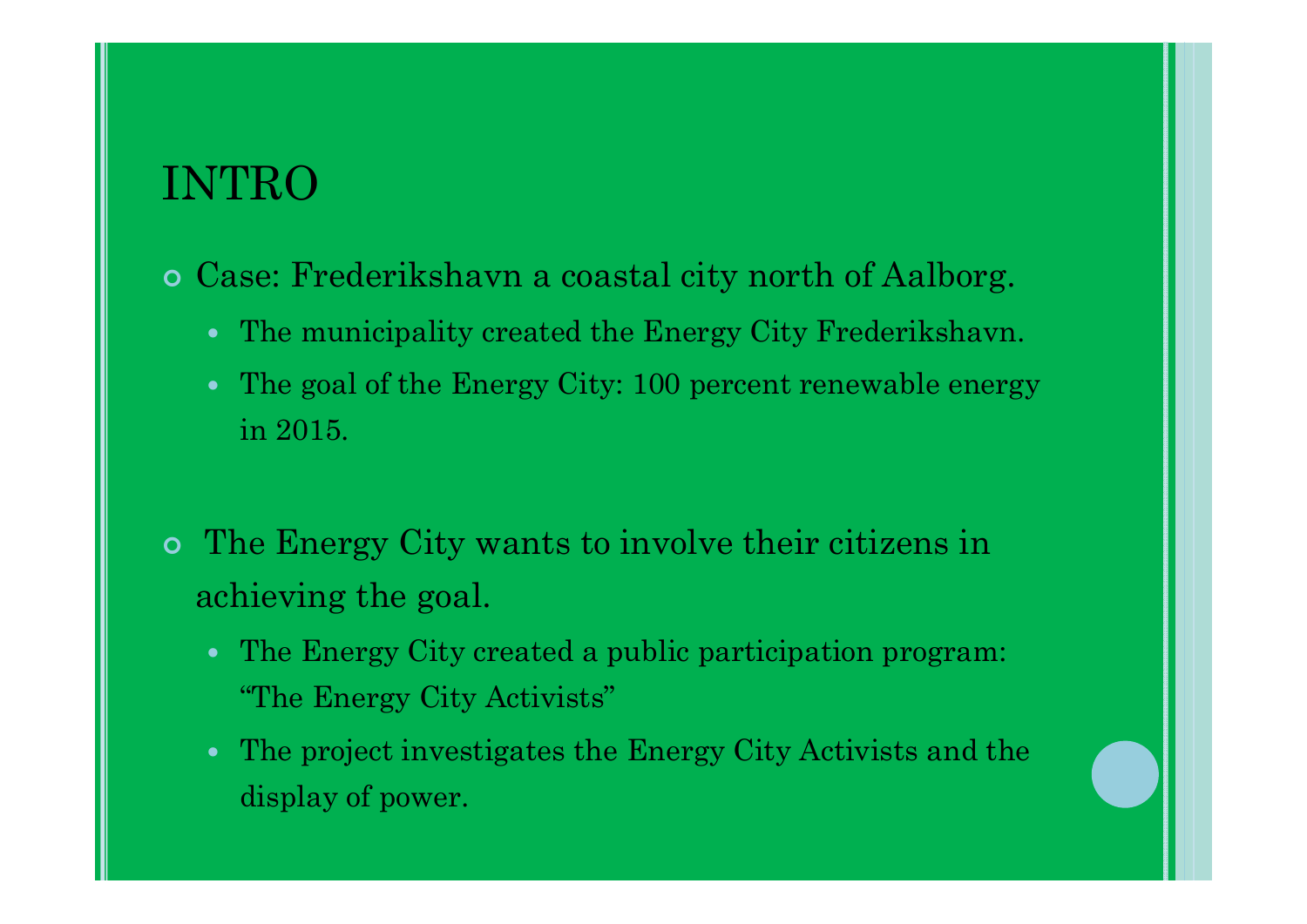# INTRO

- Case: Frederikshavn a coastal city north of Aalborg.
  - The municipality created the Energy City Frederikshavn.
  - The goal of the Energy City: 100 percent renewable energy in 2015.

- The Energy City wants to involve their citizens in achieving the goal.
  - The Energy City created a public participation program: “The Energy City Activists”
  - The project investigates the Energy City Activists and the display of power.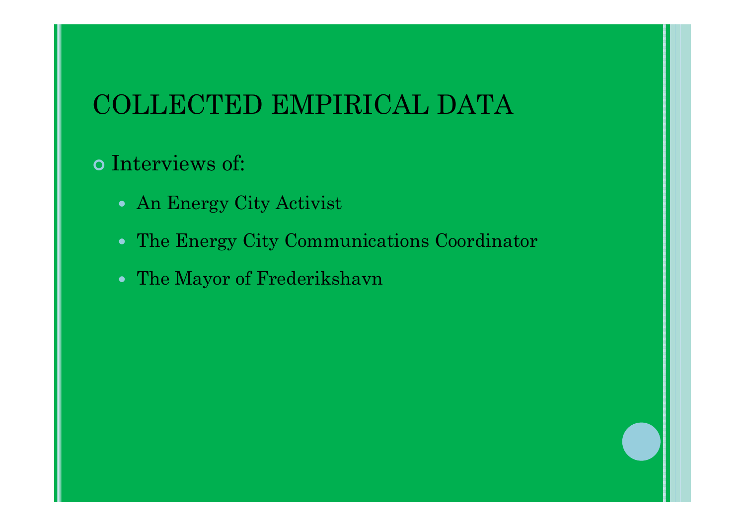# COLLECTED EMPIRICAL DATA

- Interviews of:
  - An Energy City Activist
  - The Energy City Communications Coordinator
  - The Mayor of Frederikshavn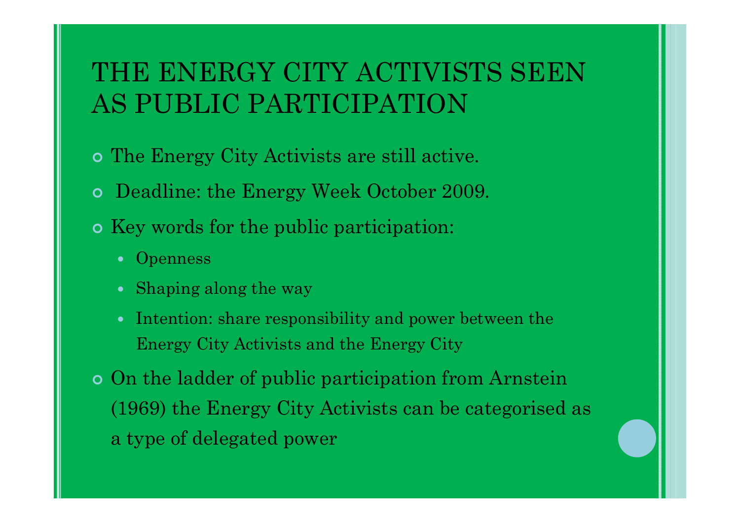# THE ENERGY CITY ACTIVISTS SEEN AS PUBLIC PARTICIPATION

- The Energy City Activists are still active.
- Deadline: the Energy Week October 2009.
- Key words for the public participation:
  - Openness
  - Shaping along the way
  - Intention: share responsibility and power between the Energy City Activists and the Energy City
- On the ladder of public participation from Arnstein (1969) the Energy City Activists can be categorised as a type of delegated power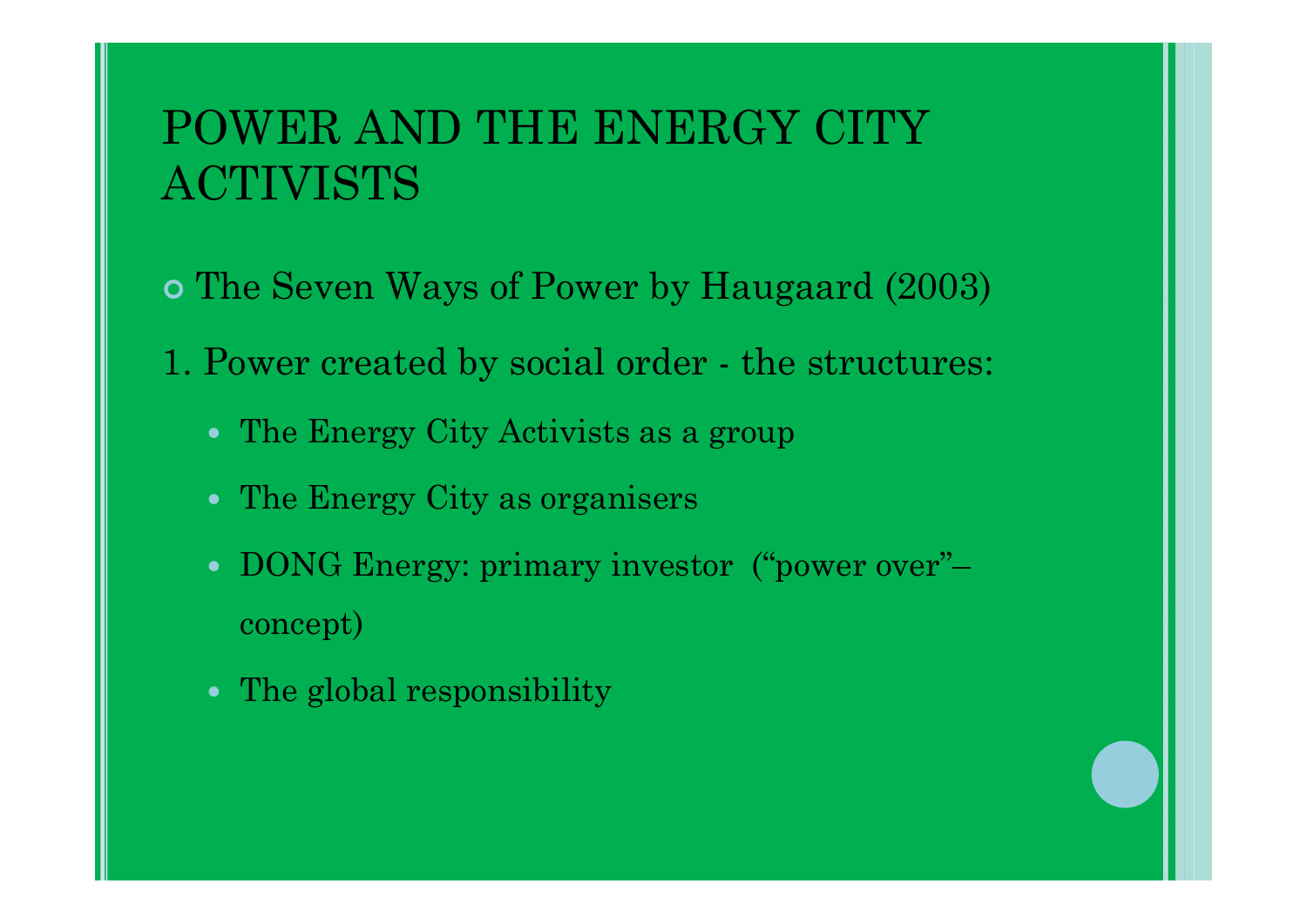# POWER AND THE ENERGY CITY ACTIVISTS

- The Seven Ways of Power by Haugaard (2003)

1. Power created by social order - the structures:
   - The Energy City Activists as a group
   - The Energy City as organisers
   - DONG Energy: primary investor ("power over"– concept)
   - The global responsibility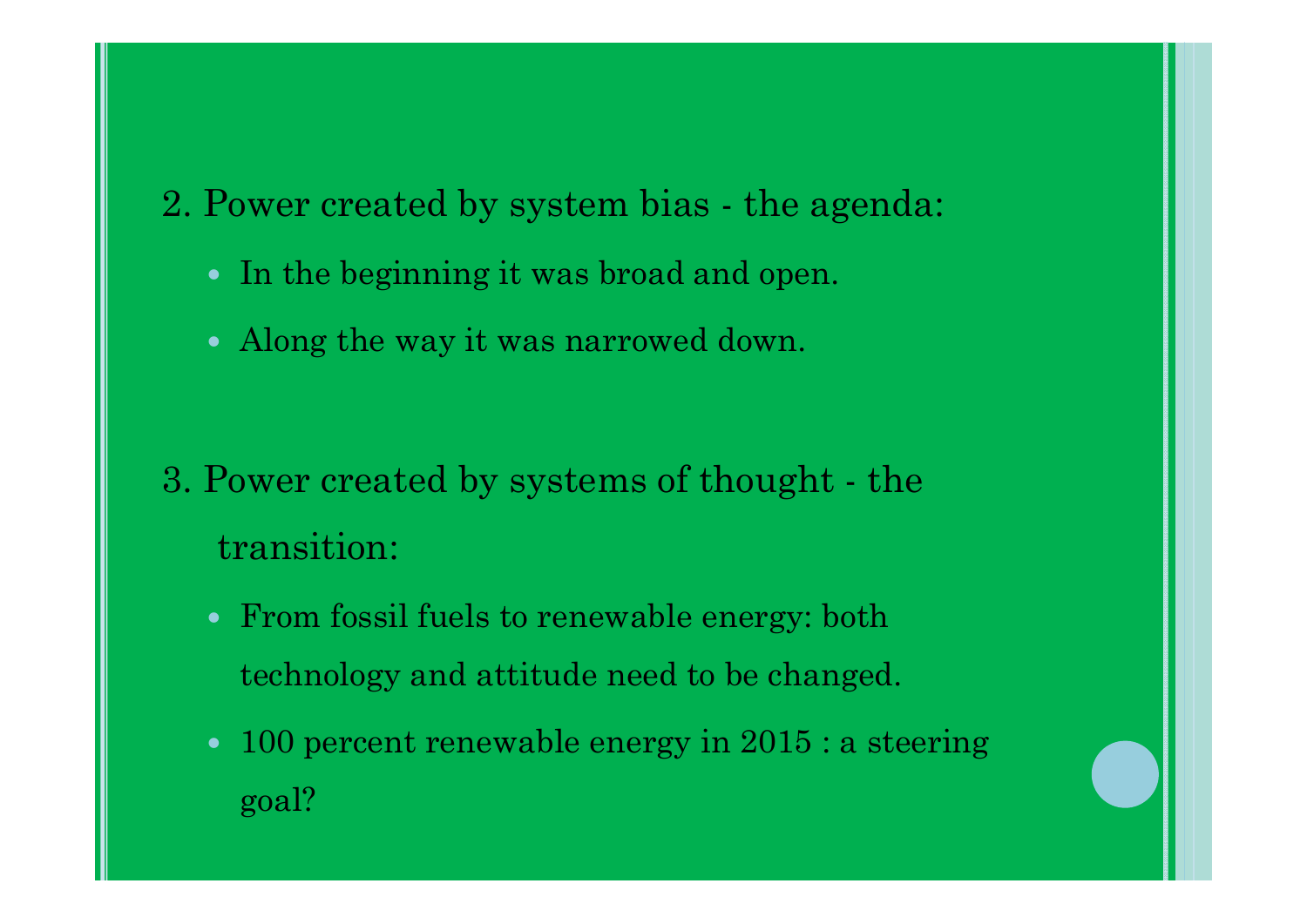2. Power created by system bias - the agenda:

- In the beginning it was broad and open.
- Along the way it was narrowed down.

3. Power created by systems of thought - the transition:

- From fossil fuels to renewable energy: both technology and attitude need to be changed.
- 100 percent renewable energy in 2015 : a steering goal?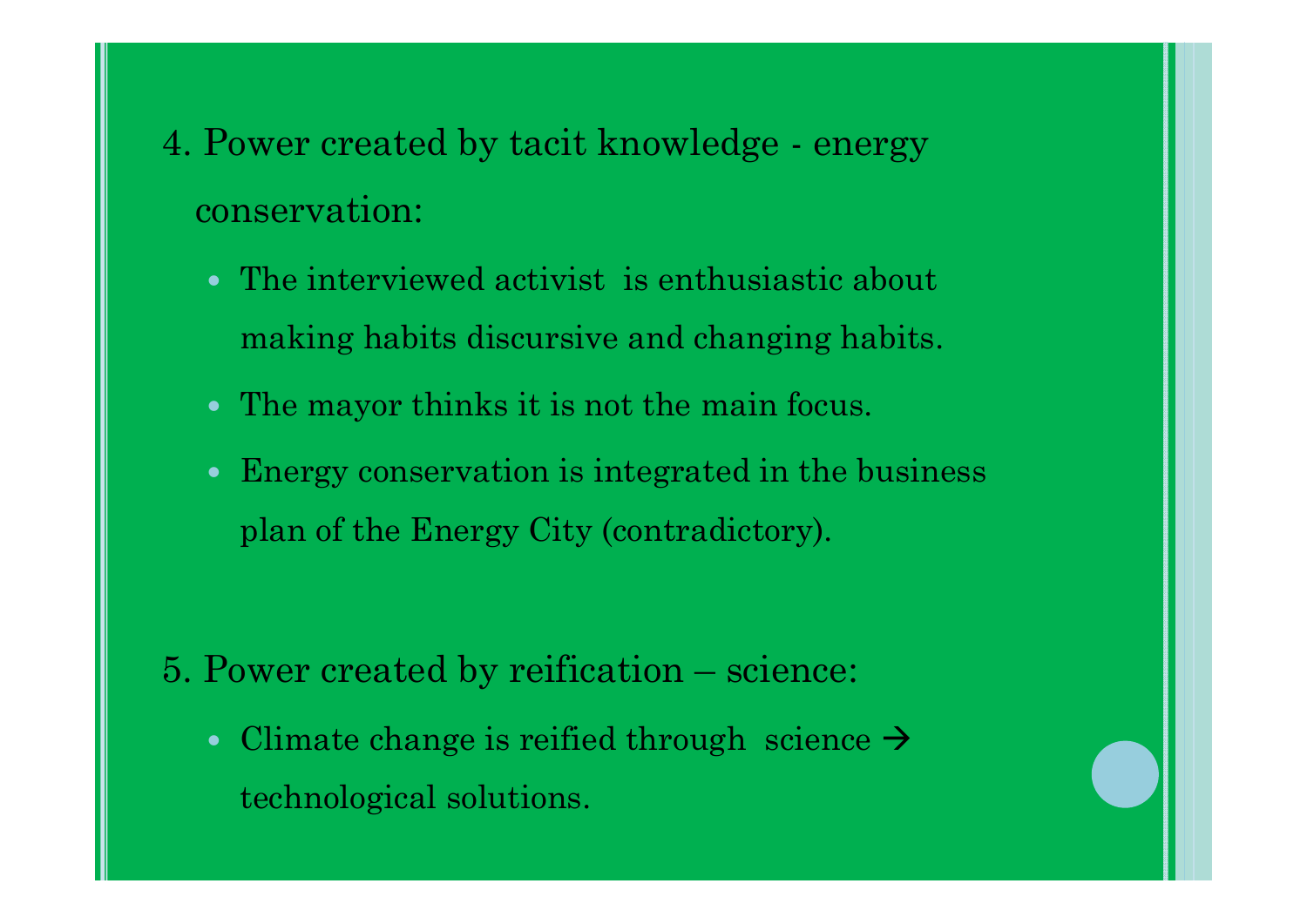4. Power created by tacit knowledge - energy conservation:

- The interviewed activist is enthusiastic about making habits discursive and changing habits.
- The mayor thinks it is not the main focus.
- Energy conservation is integrated in the business plan of the Energy City (contradictory).

5. Power created by reification – science:

- Climate change is reified through science → technological solutions.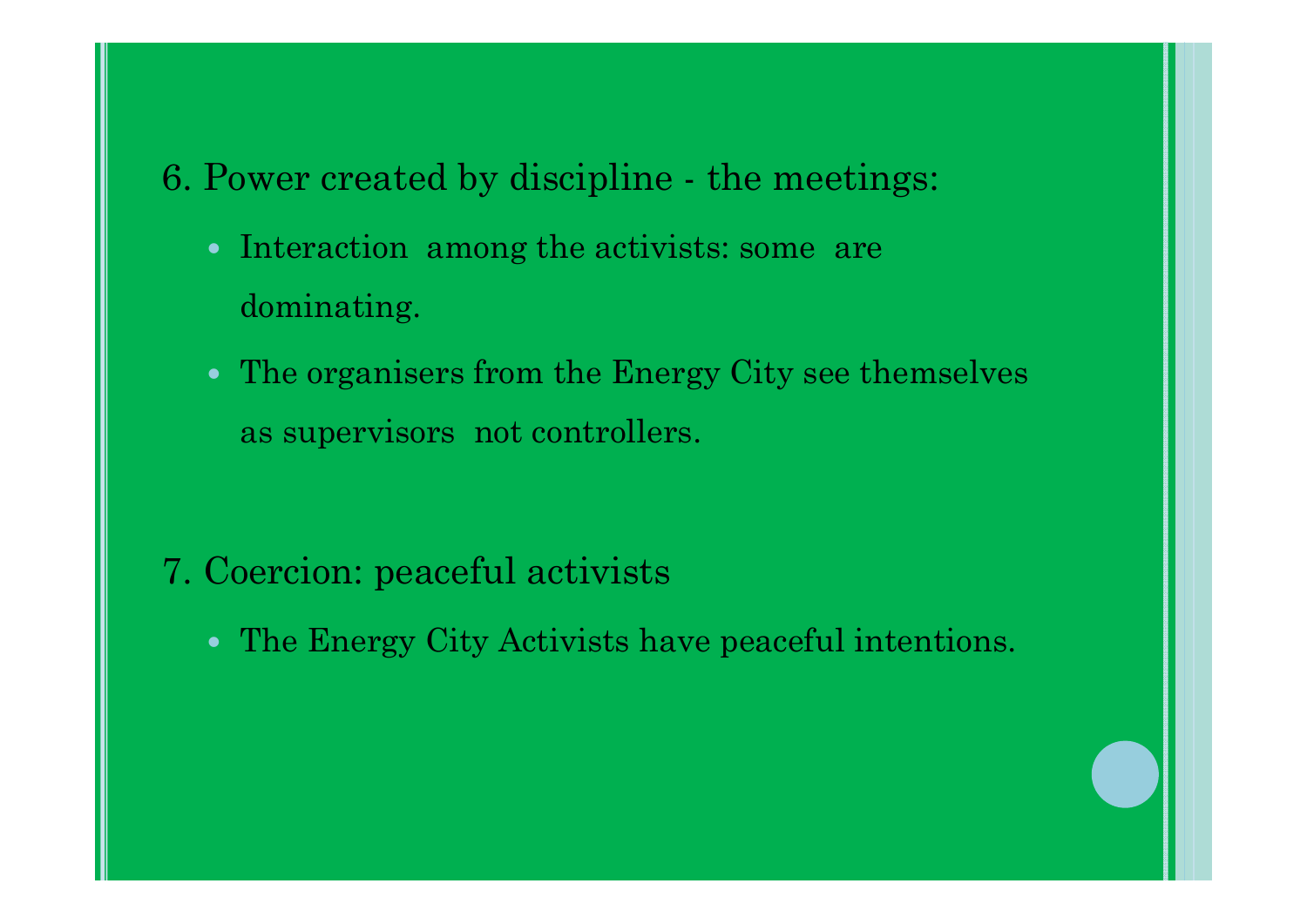6. Power created by discipline - the meetings:

- Interaction among the activists: some are dominating.
- The organisers from the Energy City see themselves as supervisors not controllers.

7. Coercion: peaceful activists

- The Energy City Activists have peaceful intentions.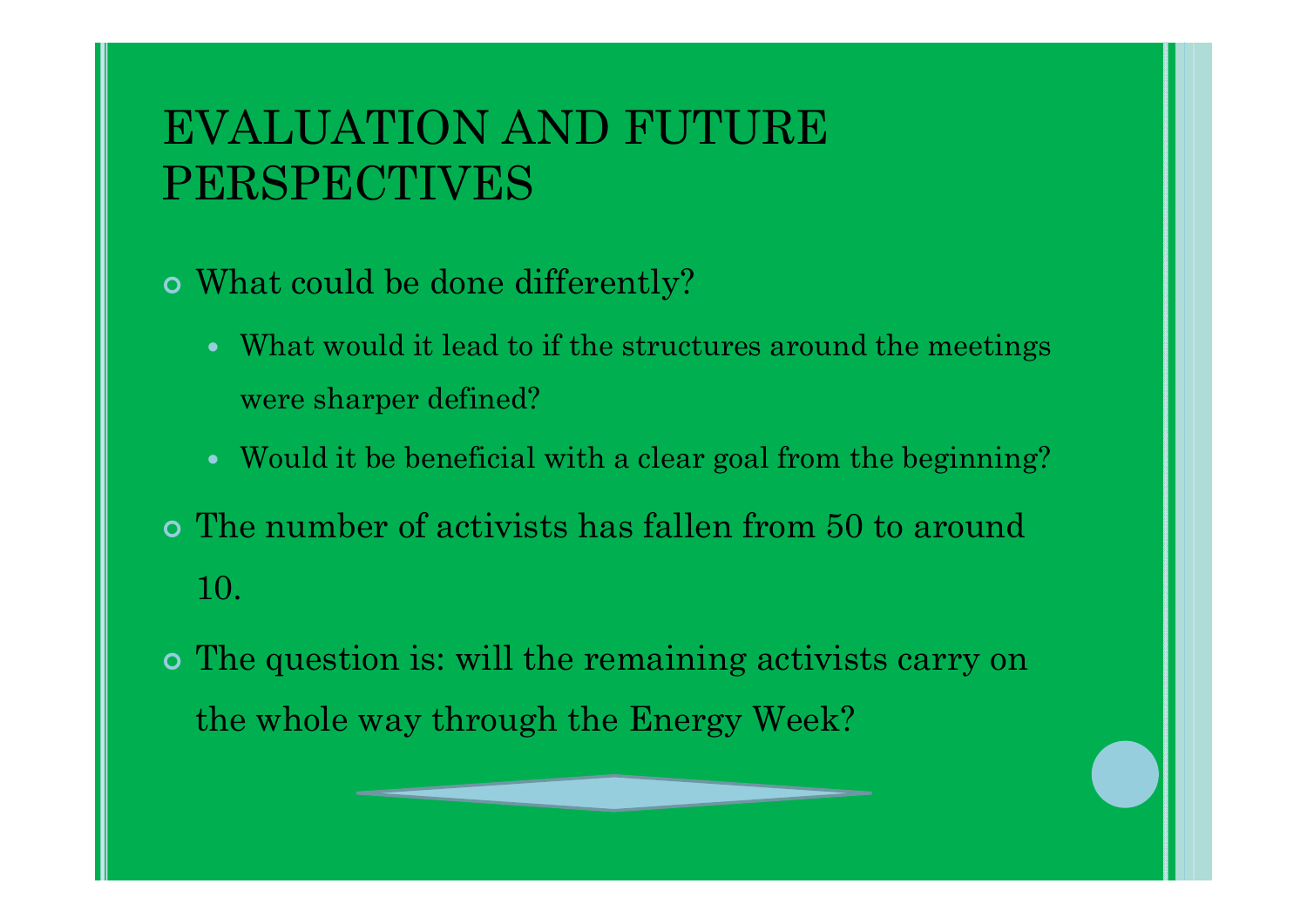# EVALUATION AND FUTURE PERSPECTIVES

- What could be done differently?
  - What would it lead to if the structures around the meetings were sharper defined?
  - Would it be beneficial with a clear goal from the beginning?
- The number of activists has fallen from 50 to around 10.
- The question is: will the remaining activists carry on the whole way through the Energy Week?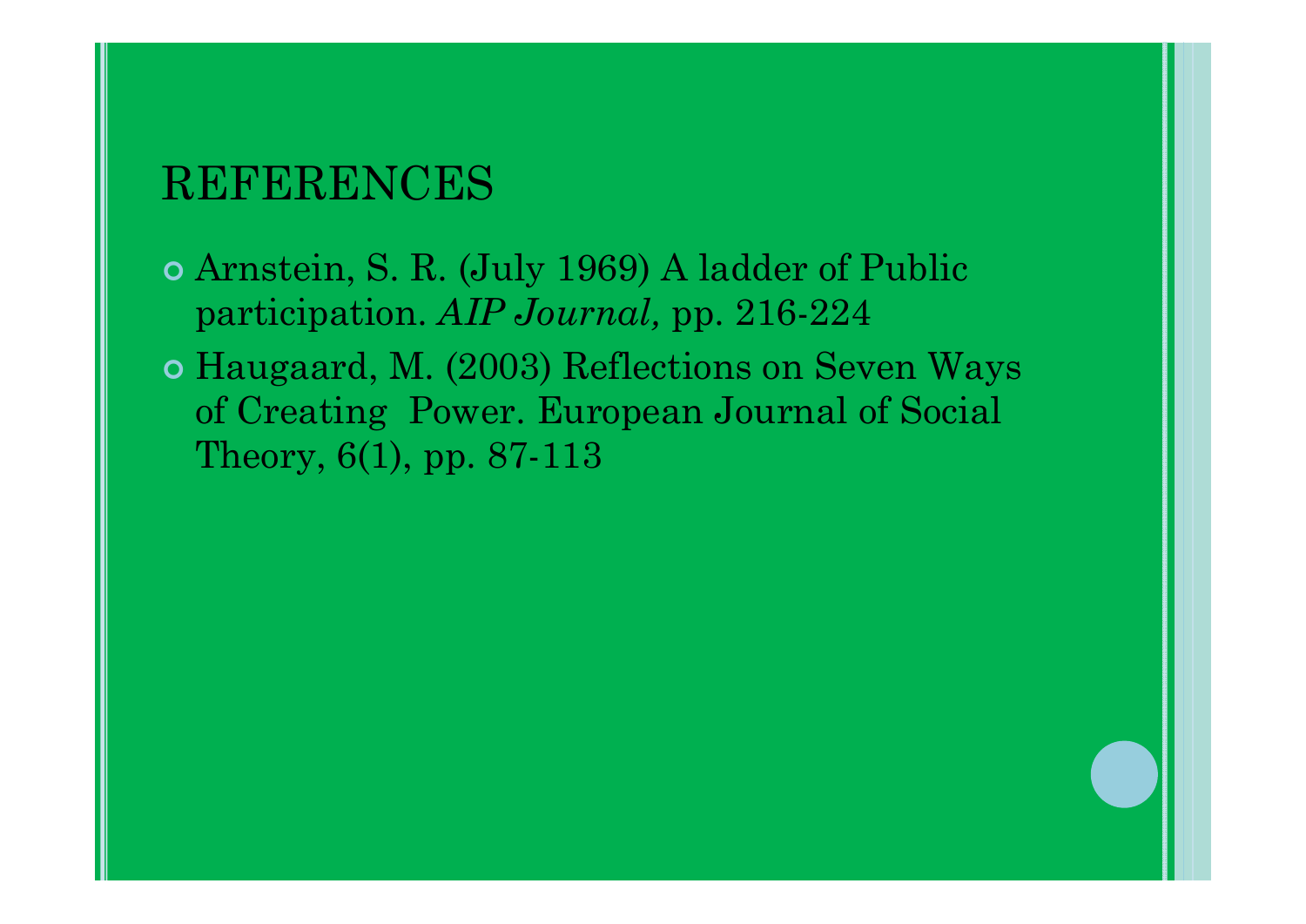# REFERENCES

- Arnstein, S. R. (July 1969) A ladder of Public participation. *AIP Journal,* pp. 216-224
- Haugaard, M. (2003) Reflections on Seven Ways of Creating Power. European Journal of Social Theory, 6(1), pp. 87-113